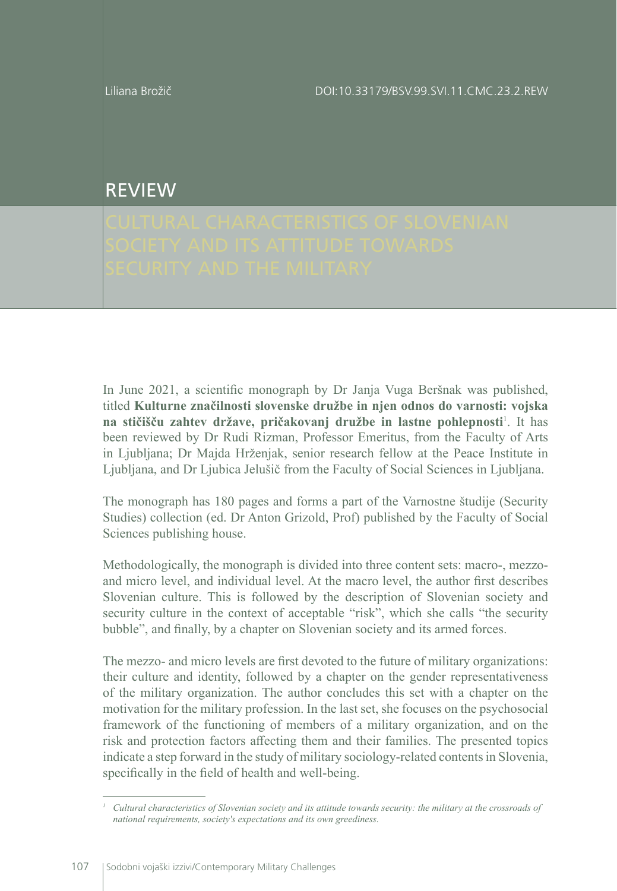Liliana Brožič

DOI:10.33179/BSV.99.SVI.11.CMC.23.2.REW

# REVIEW

## CULTURAL CHARACTERISTICS OF SLOVENIAN SOCIETY AND ITS ATTITUDE TOWARDS SECURITY AND THE MILITARY

In June 2021, a scientific monograph by Dr Janja Vuga Beršnak was published, titled **Kulturne značilnosti slovenske družbe in njen odnos do varnosti: vojska na stičišču zahtev države, pričakovanj družbe in lastne pohlepnosti**[1]. It has been reviewed by Dr Rudi Rizman, Professor Emeritus, from the Faculty of Arts in Ljubljana; Dr Majda Hrženjak, senior research fellow at the Peace Institute in Ljubljana, and Dr Ljubica Jelušič from the Faculty of Social Sciences in Ljubljana.

The monograph has 180 pages and forms a part of the Varnostne študije (Security Studies) collection (ed. Dr Anton Grizold, Prof) published by the Faculty of Social Sciences publishing house.

Methodologically, the monograph is divided into three content sets: macro-, mezzo- and micro level, and individual level. At the macro level, the author first describes Slovenian culture. This is followed by the description of Slovenian society and security culture in the context of acceptable "risk", which she calls "the security bubble", and finally, by a chapter on Slovenian society and its armed forces.

The mezzo- and micro levels are first devoted to the future of military organizations: their culture and identity, followed by a chapter on the gender representativeness of the military organization. The author concludes this set with a chapter on the motivation for the military profession. In the last set, she focuses on the psychosocial framework of the functioning of members of a military organization, and on the risk and protection factors affecting them and their families. The presented topics indicate a step forward in the study of military sociology-related contents in Slovenia, specifically in the field of health and well-being.

---

[1] *Cultural characteristics of Slovenian society and its attitude towards security: the military at the crossroads of national requirements, society's expectations and its own greediness.*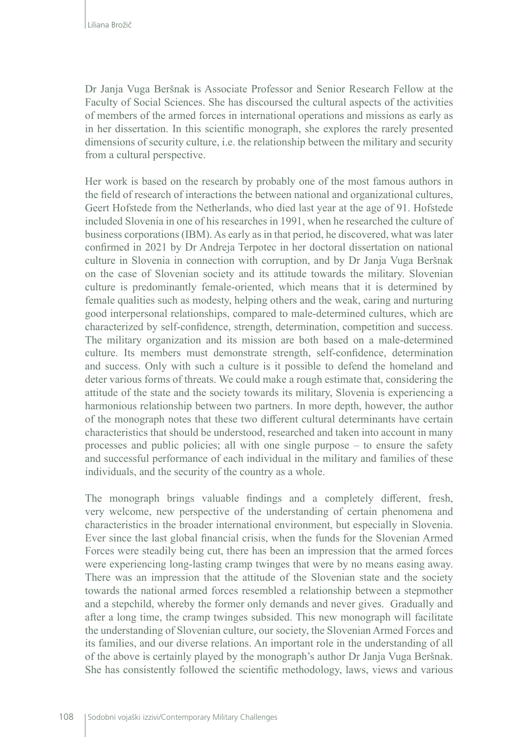Dr Janja Vuga Beršnak is Associate Professor and Senior Research Fellow at the Faculty of Social Sciences. She has discoursed the cultural aspects of the activities of members of the armed forces in international operations and missions as early as in her dissertation. In this scientific monograph, she explores the rarely presented dimensions of security culture, i.e. the relationship between the military and security from a cultural perspective.

Her work is based on the research by probably one of the most famous authors in the field of research of interactions the between national and organizational cultures, Geert Hofstede from the Netherlands, who died last year at the age of 91. Hofstede included Slovenia in one of his researches in 1991, when he researched the culture of business corporations (IBM). As early as in that period, he discovered, what was later confirmed in 2021 by Dr Andreja Terpotec in her doctoral dissertation on national culture in Slovenia in connection with corruption, and by Dr Janja Vuga Beršnak on the case of Slovenian society and its attitude towards the military. Slovenian culture is predominantly female-oriented, which means that it is determined by female qualities such as modesty, helping others and the weak, caring and nurturing good interpersonal relationships, compared to male-determined cultures, which are characterized by self-confidence, strength, determination, competition and success. The military organization and its mission are both based on a male-determined culture. Its members must demonstrate strength, self-confidence, determination and success. Only with such a culture is it possible to defend the homeland and deter various forms of threats. We could make a rough estimate that, considering the attitude of the state and the society towards its military, Slovenia is experiencing a harmonious relationship between two partners. In more depth, however, the author of the monograph notes that these two different cultural determinants have certain characteristics that should be understood, researched and taken into account in many processes and public policies; all with one single purpose – to ensure the safety and successful performance of each individual in the military and families of these individuals, and the security of the country as a whole.

The monograph brings valuable findings and a completely different, fresh, very welcome, new perspective of the understanding of certain phenomena and characteristics in the broader international environment, but especially in Slovenia. Ever since the last global financial crisis, when the funds for the Slovenian Armed Forces were steadily being cut, there has been an impression that the armed forces were experiencing long-lasting cramp twinges that were by no means easing away. There was an impression that the attitude of the Slovenian state and the society towards the national armed forces resembled a relationship between a stepmother and a stepchild, whereby the former only demands and never gives. Gradually and after a long time, the cramp twinges subsided. This new monograph will facilitate the understanding of Slovenian culture, our society, the Slovenian Armed Forces and its families, and our diverse relations. An important role in the understanding of all of the above is certainly played by the monograph's author Dr Janja Vuga Beršnak. She has consistently followed the scientific methodology, laws, views and various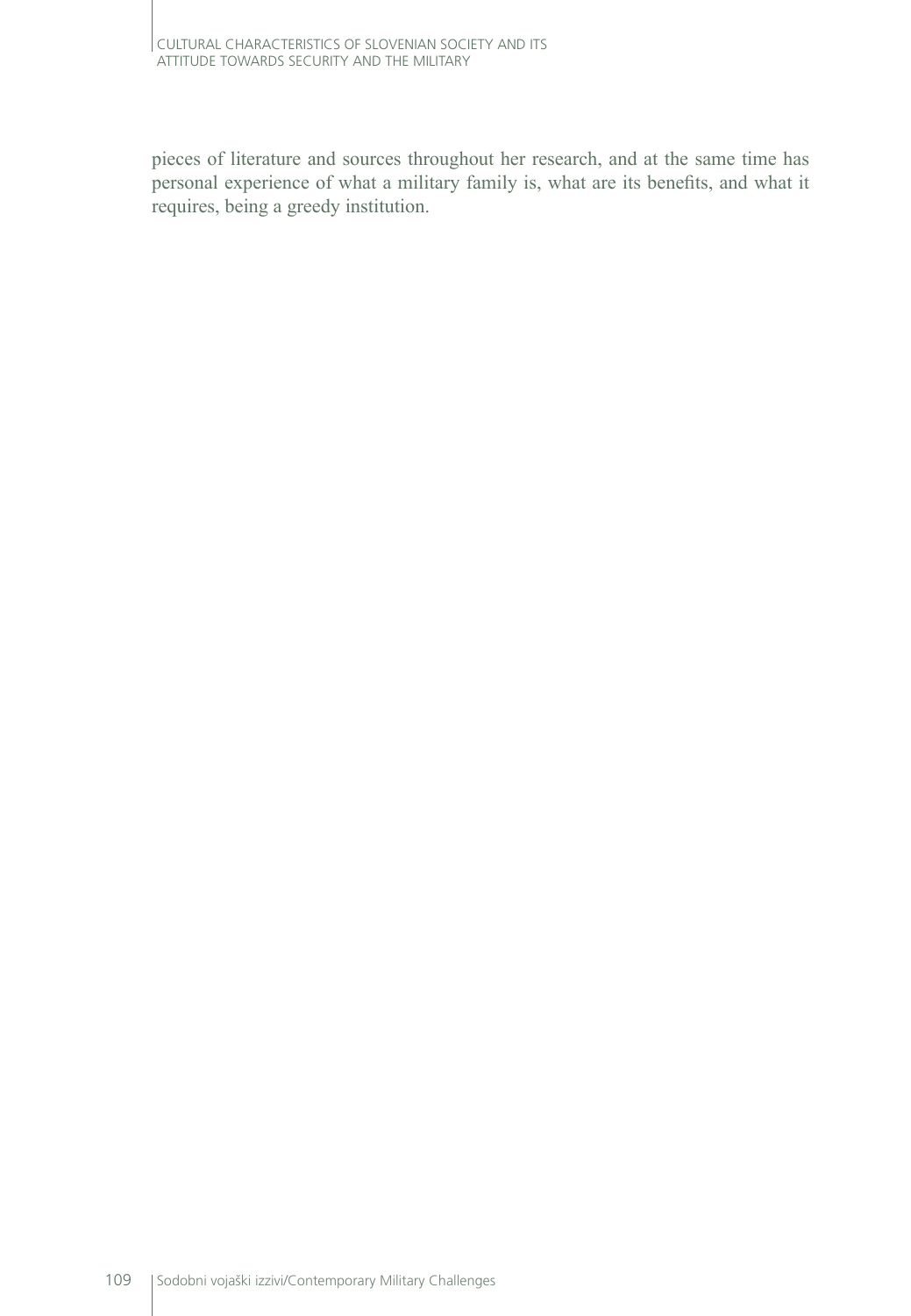pieces of literature and sources throughout her research, and at the same time has personal experience of what a military family is, what are its benefits, and what it requires, being a greedy institution.